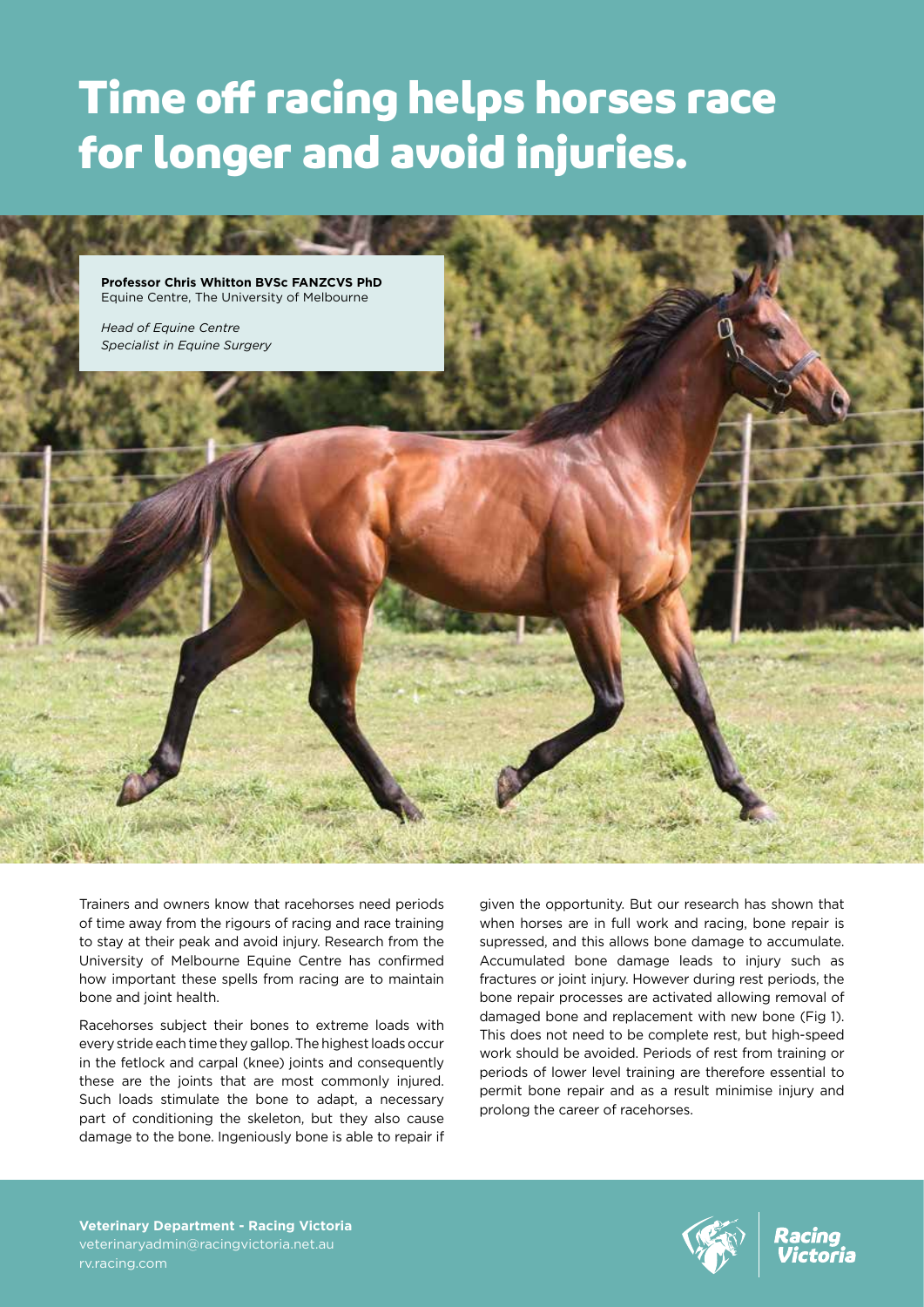# Time off racing helps horses race for longer and avoid injuries.

**Professor Chris Whitton BVSc FANZCVS PhD**
Equine Centre, The University of Melbourne

*Head of Equine Centre*
*Specialist in Equine Surgery*

Trainers and owners know that racehorses need periods of time away from the rigours of racing and race training to stay at their peak and avoid injury. Research from the University of Melbourne Equine Centre has confirmed how important these spells from racing are to maintain bone and joint health.

Racehorses subject their bones to extreme loads with every stride each time they gallop. The highest loads occur in the fetlock and carpal (knee) joints and consequently these are the joints that are most commonly injured. Such loads stimulate the bone to adapt, a necessary part of conditioning the skeleton, but they also cause damage to the bone. Ingeniously bone is able to repair if given the opportunity. But our research has shown that when horses are in full work and racing, bone repair is supressed, and this allows bone damage to accumulate. Accumulated bone damage leads to injury such as fractures or joint injury. However during rest periods, the bone repair processes are activated allowing removal of damaged bone and replacement with new bone (Fig 1). This does not need to be complete rest, but high-speed work should be avoided. Periods of rest from training or periods of lower level training are therefore essential to permit bone repair and as a result minimise injury and prolong the career of racehorses.

**Veterinary Department - Racing Victoria**
veterinaryadmin@racingvictoria.net.au
rv.racing.com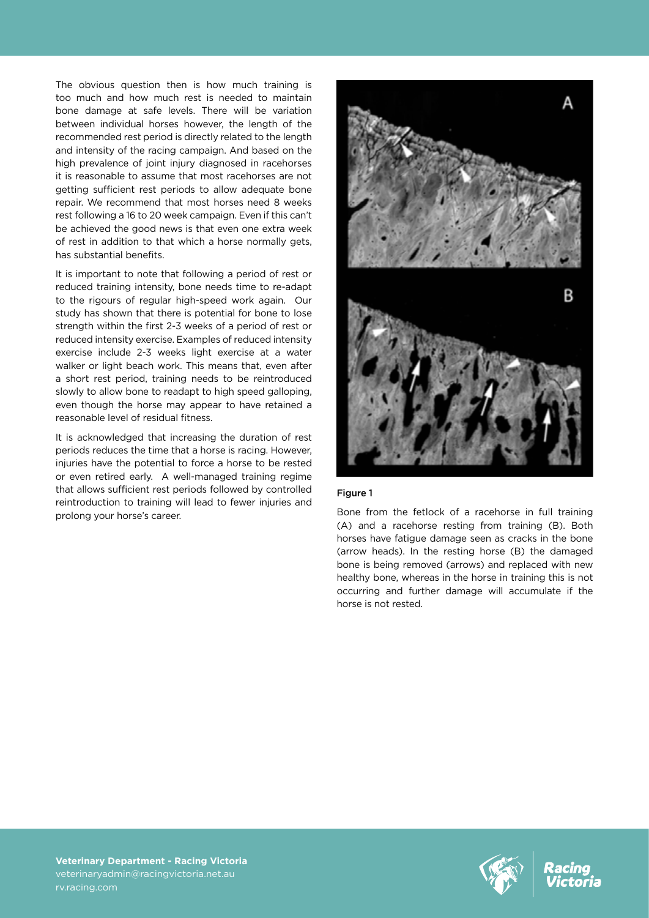The obvious question then is how much training is too much and how much rest is needed to maintain bone damage at safe levels. There will be variation between individual horses however, the length of the recommended rest period is directly related to the length and intensity of the racing campaign. And based on the high prevalence of joint injury diagnosed in racehorses it is reasonable to assume that most racehorses are not getting sufficient rest periods to allow adequate bone repair. We recommend that most horses need 8 weeks rest following a 16 to 20 week campaign. Even if this can't be achieved the good news is that even one extra week of rest in addition to that which a horse normally gets, has substantial benefits.

It is important to note that following a period of rest or reduced training intensity, bone needs time to re-adapt to the rigours of regular high-speed work again. Our study has shown that there is potential for bone to lose strength within the first 2-3 weeks of a period of rest or reduced intensity exercise. Examples of reduced intensity exercise include 2-3 weeks light exercise at a water walker or light beach work. This means that, even after a short rest period, training needs to be reintroduced slowly to allow bone to readapt to high speed galloping, even though the horse may appear to have retained a reasonable level of residual fitness.

It is acknowledged that increasing the duration of rest periods reduces the time that a horse is racing. However, injuries have the potential to force a horse to be rested or even retired early. A well-managed training regime that allows sufficient rest periods followed by controlled reintroduction to training will lead to fewer injuries and prolong your horse's career.

A

B

**Figure 1**

Bone from the fetlock of a racehorse in full training (A) and a racehorse resting from training (B). Both horses have fatigue damage seen as cracks in the bone (arrow heads). In the resting horse (B) the damaged bone is being removed (arrows) and replaced with new healthy bone, whereas in the horse in training this is not occurring and further damage will accumulate if the horse is not rested.

**Veterinary Department - Racing Victoria**
veterinaryadmin@racingvictoria.net.au
rv.racing.com